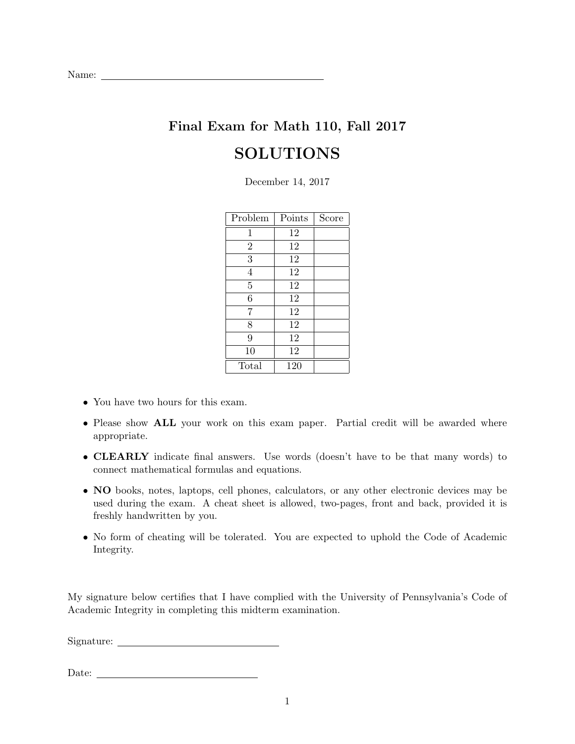Name: ______________________________

# Final Exam for Math 110, Fall 2017

# SOLUTIONS

December 14, 2017

| Problem | Points | Score |
|---|---|---|
| 1 | 12 | |
| 2 | 12 | |
| 3 | 12 | |
| 4 | 12 | |
| 5 | 12 | |
| 6 | 12 | |
| 7 | 12 | |
| 8 | 12 | |
| 9 | 12 | |
| 10 | 12 | |
| Total | 120 | |

- You have two hours for this exam.
- Please show **ALL** your work on this exam paper. Partial credit will be awarded where appropriate.
- **CLEARLY** indicate final answers. Use words (doesn't have to be that many words) to connect mathematical formulas and equations.
- **NO** books, notes, laptops, cell phones, calculators, or any other electronic devices may be used during the exam. A cheat sheet is allowed, two-pages, front and back, provided it is freshly handwritten by you.
- No form of cheating will be tolerated. You are expected to uphold the Code of Academic Integrity.

My signature below certifies that I have complied with the University of Pennsylvania's Code of Academic Integrity in completing this midterm examination.

Signature: ______________________________

Date: ______________________________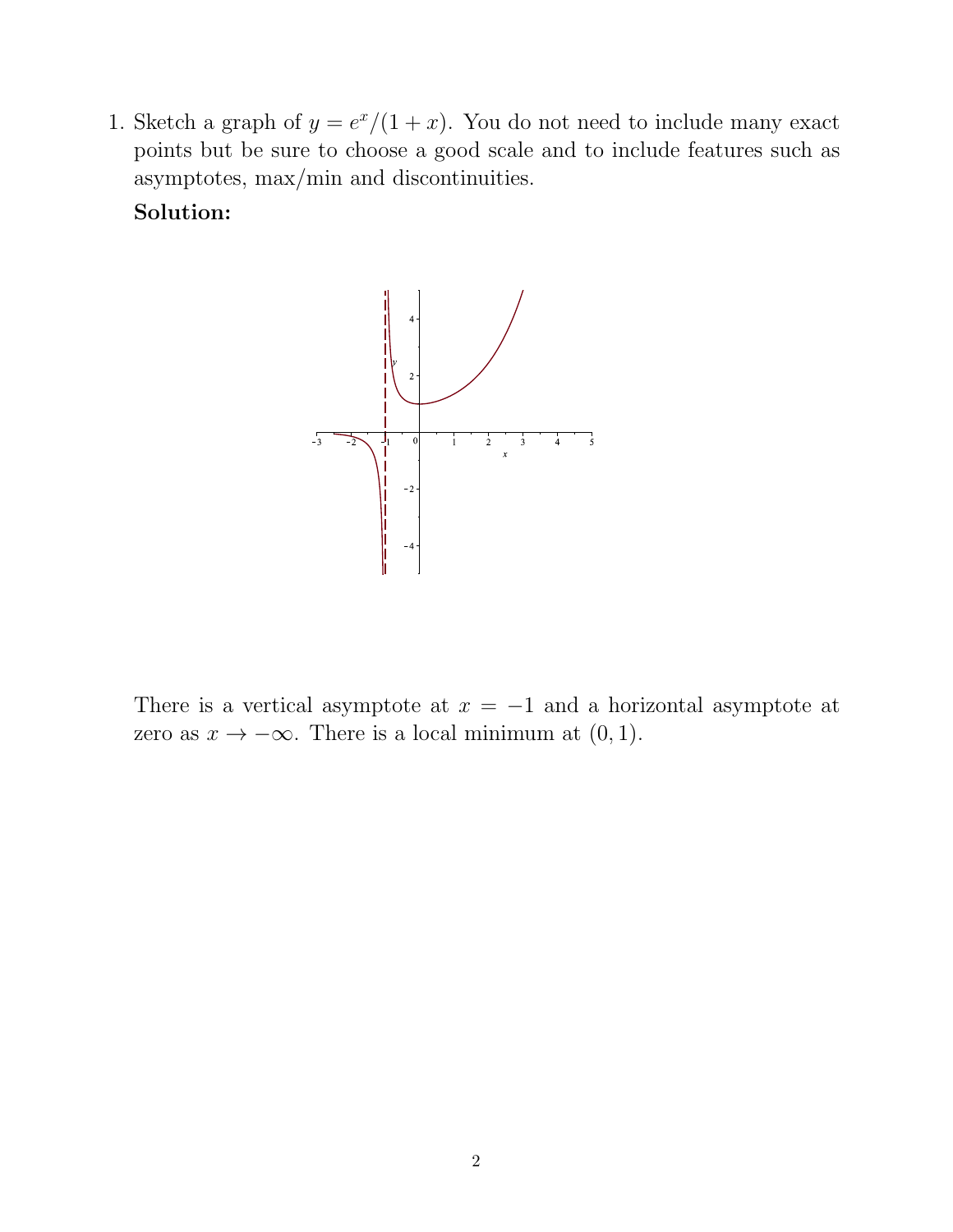1. Sketch a graph of $y = e^x/(1+x)$. You do not need to include many exact points but be sure to choose a good scale and to include features such as asymptotes, max/min and discontinuities.

   **Solution:**

   There is a vertical asymptote at $x = -1$ and a horizontal asymptote at zero as $x \to -\infty$. There is a local minimum at $(0, 1)$.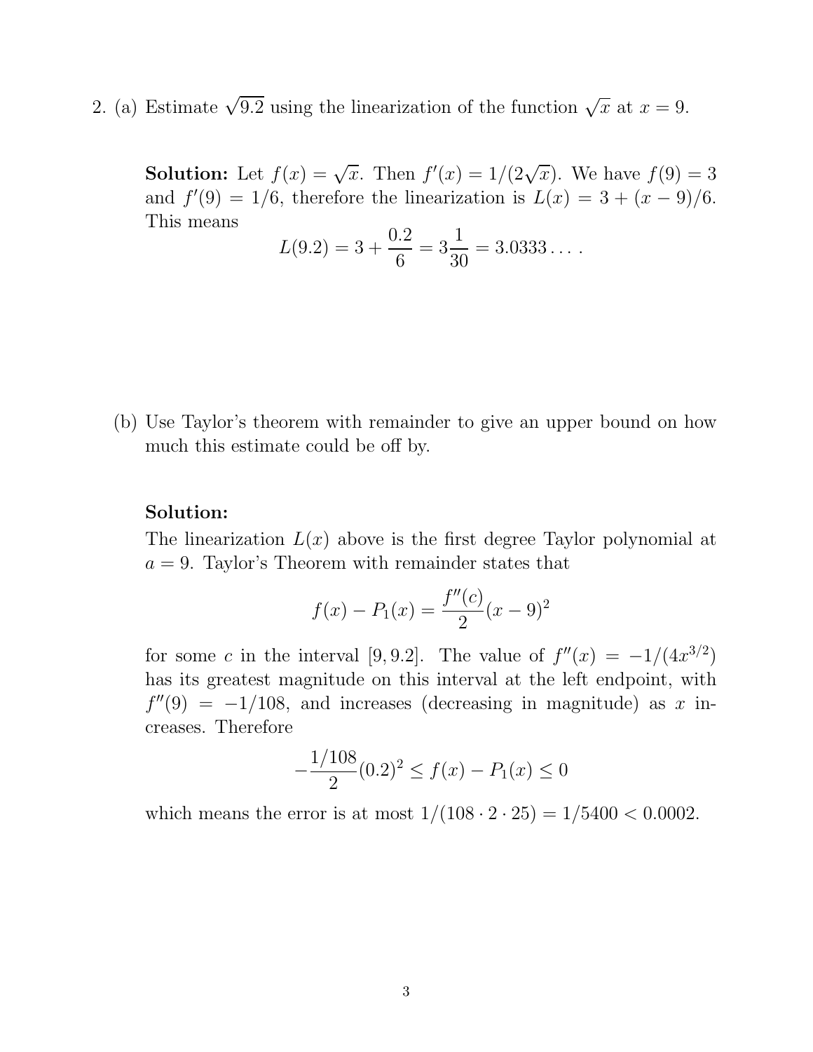2. (a) Estimate $\sqrt{9.2}$ using the linearization of the function $\sqrt{x}$ at $x = 9$.

**Solution:** Let $f(x) = \sqrt{x}$. Then $f'(x) = 1/(2\sqrt{x})$. We have $f(9) = 3$ and $f'(9) = 1/6$, therefore the linearization is $L(x) = 3 + (x - 9)/6$. This means

$$L(9.2) = 3 + \frac{0.2}{6} = 3\frac{1}{30} = 3.0333\dots.$$

(b) Use Taylor's theorem with remainder to give an upper bound on how much this estimate could be off by.

**Solution:**

The linearization $L(x)$ above is the first degree Taylor polynomial at $a = 9$. Taylor's Theorem with remainder states that

$$f(x) - P_1(x) = \frac{f''(c)}{2}(x - 9)^2$$

for some $c$ in the interval $[9, 9.2]$. The value of $f''(x) = -1/(4x^{3/2})$ has its greatest magnitude on this interval at the left endpoint, with $f''(9) = -1/108$, and increases (decreasing in magnitude) as $x$ increases. Therefore

$$-\frac{1/108}{2}(0.2)^2 \leq f(x) - P_1(x) \leq 0$$

which means the error is at most $1/(108 \cdot 2 \cdot 25) = 1/5400 < 0.0002$.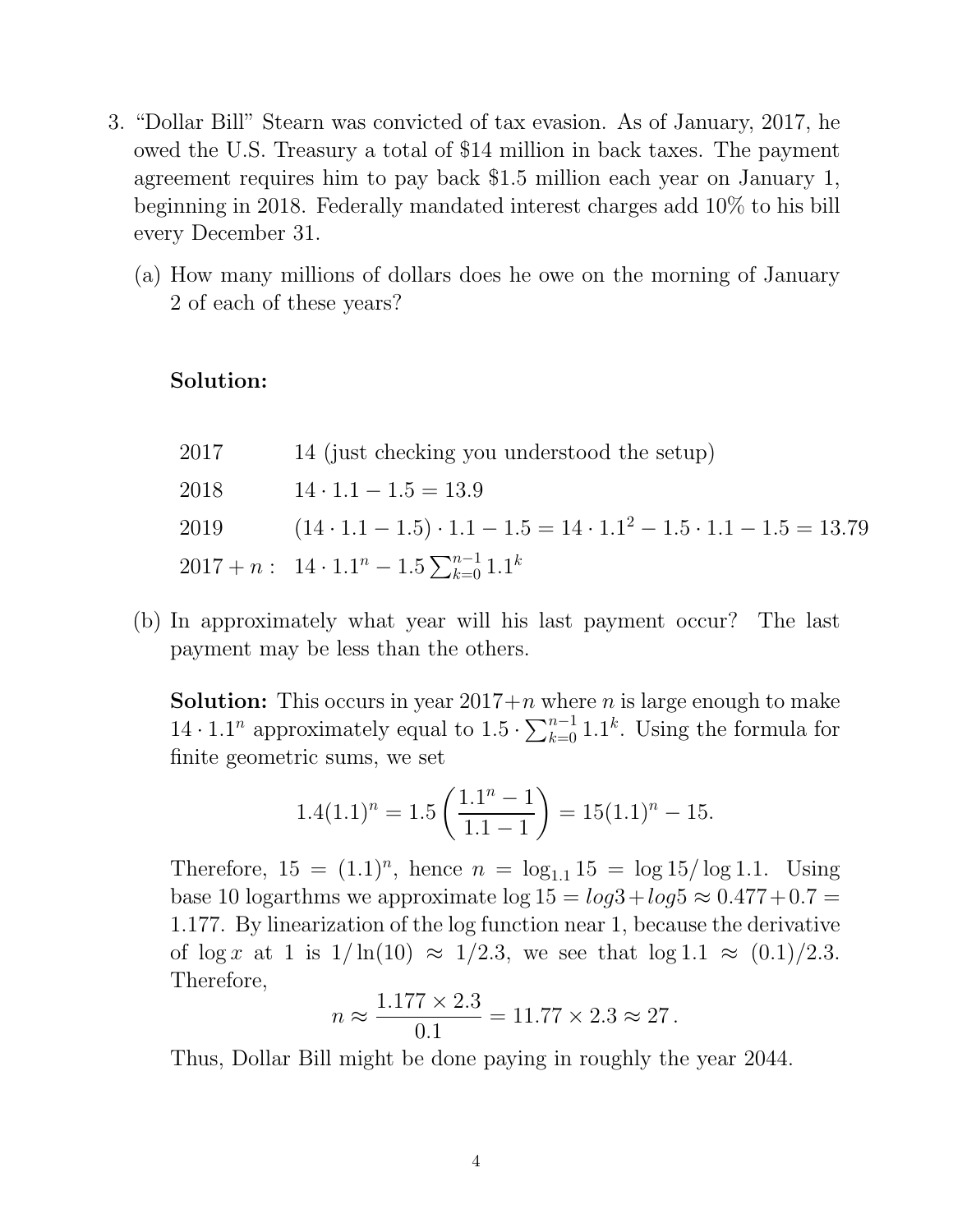3. "Dollar Bill" Stearn was convicted of tax evasion. As of January, 2017, he owed the U.S. Treasury a total of \$14 million in back taxes. The payment agreement requires him to pay back \$1.5 million each year on January 1, beginning in 2018. Federally mandated interest charges add 10% to his bill every December 31.

   (a) How many millions of dollars does he owe on the morning of January 2 of each of these years?

   **Solution:**

   | | |
   |---|---|
   | 2017 | 14 (just checking you understood the setup) |
   | 2018 | $14 \cdot 1.1 - 1.5 = 13.9$ |
   | 2019 | $(14 \cdot 1.1 - 1.5) \cdot 1.1 - 1.5 = 14 \cdot 1.1^2 - 1.5 \cdot 1.1 - 1.5 = 13.79$ |
   | $2017 + n:$ | $14 \cdot 1.1^n - 1.5 \sum_{k=0}^{n-1} 1.1^k$ |

   (b) In approximately what year will his last payment occur? The last payment may be less than the others.

   **Solution:** This occurs in year $2017 + n$ where $n$ is large enough to make $14 \cdot 1.1^n$ approximately equal to $1.5 \cdot \sum_{k=0}^{n-1} 1.1^k$. Using the formula for finite geometric sums, we set

   $$1.4(1.1)^n = 1.5\left(\frac{1.1^n - 1}{1.1 - 1}\right) = 15(1.1)^n - 15.$$

   Therefore, $15 = (1.1)^n$, hence $n = \log_{1.1} 15 = \log 15 / \log 1.1$. Using base 10 logarthms we approximate $\log 15 = log 3 + log 5 \approx 0.477 + 0.7 = 1.177$. By linearization of the log function near 1, because the derivative of $\log x$ at 1 is $1/\ln(10) \approx 1/2.3$, we see that $\log 1.1 \approx (0.1)/2.3$. Therefore,

   $$n \approx \frac{1.177 \times 2.3}{0.1} = 11.77 \times 2.3 \approx 27\,.$$

   Thus, Dollar Bill might be done paying in roughly the year 2044.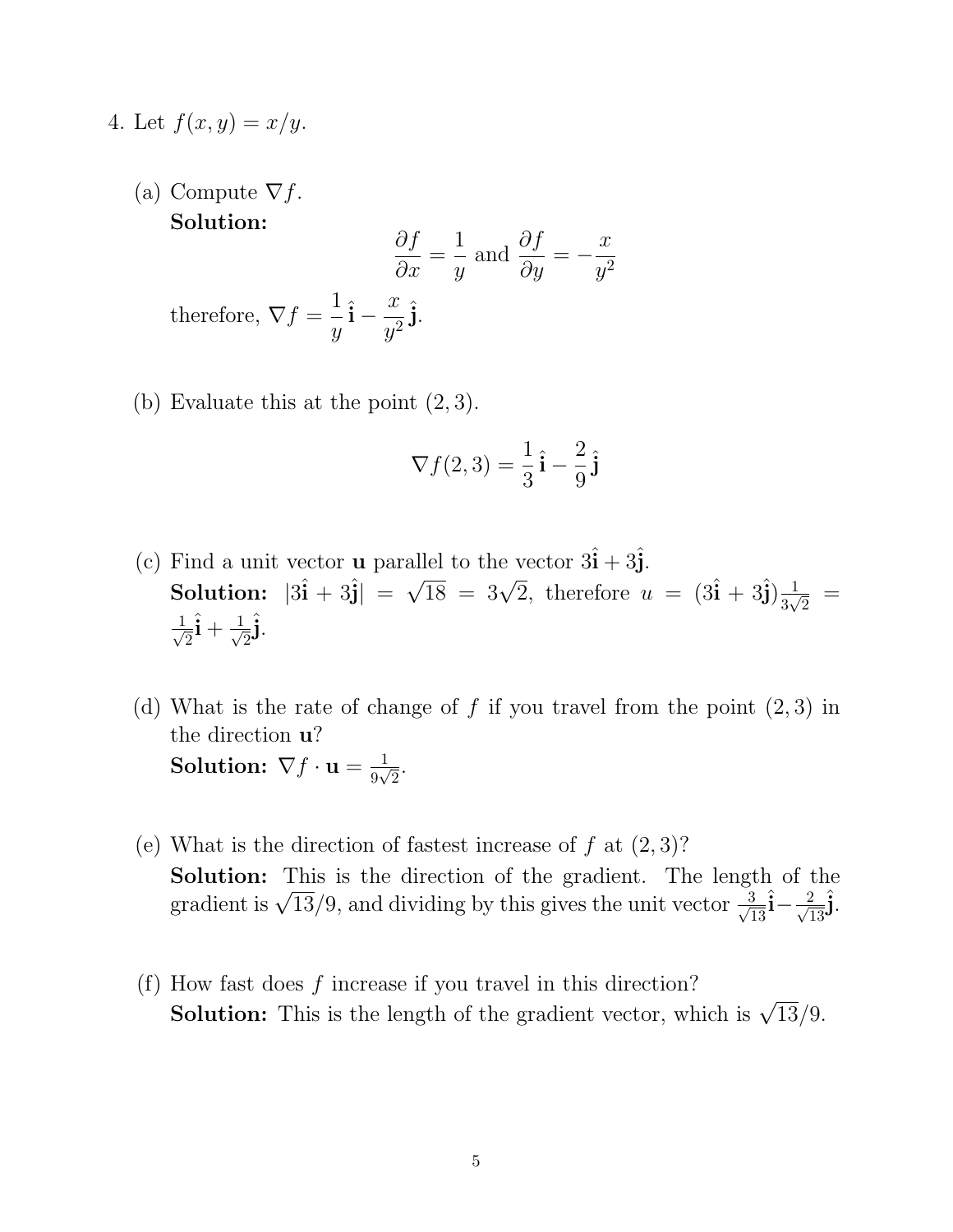4. Let $f(x, y) = x/y$.

   (a) Compute $\nabla f$.
   **Solution:**
   $$\frac{\partial f}{\partial x} = \frac{1}{y} \text{ and } \frac{\partial f}{\partial y} = -\frac{x}{y^2}$$
   therefore, $\nabla f = \dfrac{1}{y}\,\hat{\mathbf{i}} - \dfrac{x}{y^2}\,\hat{\mathbf{j}}$.

   (b) Evaluate this at the point $(2, 3)$.
   $$\nabla f(2, 3) = \frac{1}{3}\,\hat{\mathbf{i}} - \frac{2}{9}\,\hat{\mathbf{j}}$$

   (c) Find a unit vector $\mathbf{u}$ parallel to the vector $3\hat{\mathbf{i}} + 3\hat{\mathbf{j}}$.
   **Solution:** $|3\hat{\mathbf{i}} + 3\hat{\mathbf{j}}| = \sqrt{18} = 3\sqrt{2}$, therefore $u = (3\hat{\mathbf{i}} + 3\hat{\mathbf{j}})\frac{1}{3\sqrt{2}} = \frac{1}{\sqrt{2}}\hat{\mathbf{i}} + \frac{1}{\sqrt{2}}\hat{\mathbf{j}}$.

   (d) What is the rate of change of $f$ if you travel from the point $(2, 3)$ in the direction $\mathbf{u}$?
   **Solution:** $\nabla f \cdot \mathbf{u} = \frac{1}{9\sqrt{2}}$.

   (e) What is the direction of fastest increase of $f$ at $(2, 3)$?
   **Solution:** This is the direction of the gradient. The length of the gradient is $\sqrt{13}/9$, and dividing by this gives the unit vector $\frac{3}{\sqrt{13}}\hat{\mathbf{i}} - \frac{2}{\sqrt{13}}\hat{\mathbf{j}}$.

   (f) How fast does $f$ increase if you travel in this direction?
   **Solution:** This is the length of the gradient vector, which is $\sqrt{13}/9$.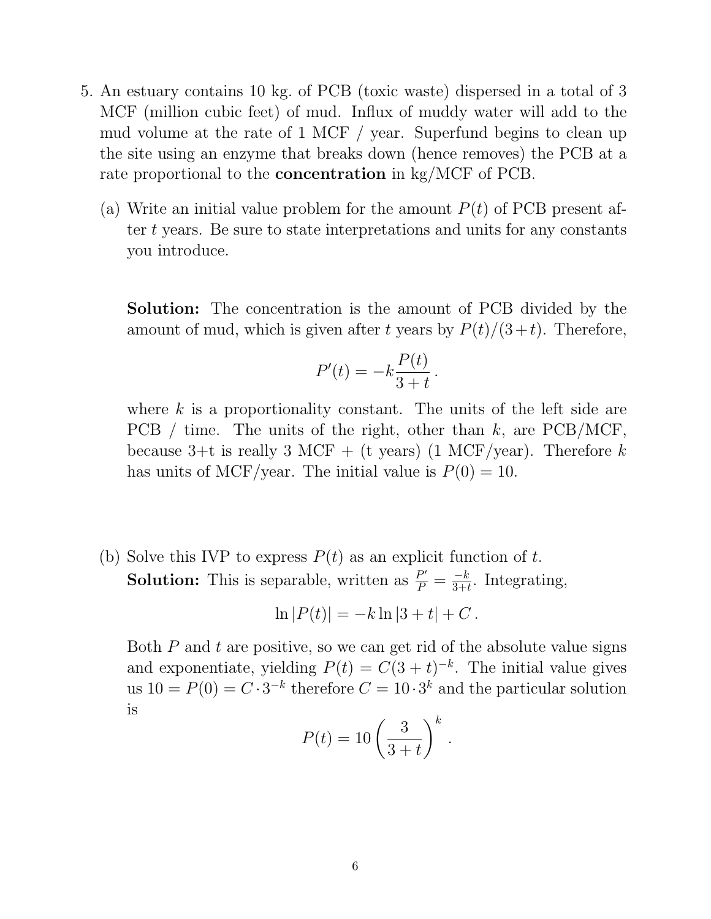5. An estuary contains 10 kg. of PCB (toxic waste) dispersed in a total of 3 MCF (million cubic feet) of mud. Influx of muddy water will add to the mud volume at the rate of 1 MCF / year. Superfund begins to clean up the site using an enzyme that breaks down (hence removes) the PCB at a rate proportional to the **concentration** in kg/MCF of PCB.

   (a) Write an initial value problem for the amount $P(t)$ of PCB present after $t$ years. Be sure to state interpretations and units for any constants you introduce.

   **Solution:** The concentration is the amount of PCB divided by the amount of mud, which is given after $t$ years by $P(t)/(3+t)$. Therefore,

$$P'(t) = -k\frac{P(t)}{3+t}.$$

   where $k$ is a proportionality constant. The units of the left side are PCB / time. The units of the right, other than $k$, are PCB/MCF, because 3+t is really 3 MCF + (t years) (1 MCF/year). Therefore $k$ has units of MCF/year. The initial value is $P(0) = 10$.

   (b) Solve this IVP to express $P(t)$ as an explicit function of $t$.
   **Solution:** This is separable, written as $\frac{P'}{P} = \frac{-k}{3+t}$. Integrating,

$$\ln|P(t)| = -k\ln|3+t| + C.$$

   Both $P$ and $t$ are positive, so we can get rid of the absolute value signs and exponentiate, yielding $P(t) = C(3+t)^{-k}$. The initial value gives us $10 = P(0) = C \cdot 3^{-k}$ therefore $C = 10 \cdot 3^k$ and the particular solution is

$$P(t) = 10\left(\frac{3}{3+t}\right)^k.$$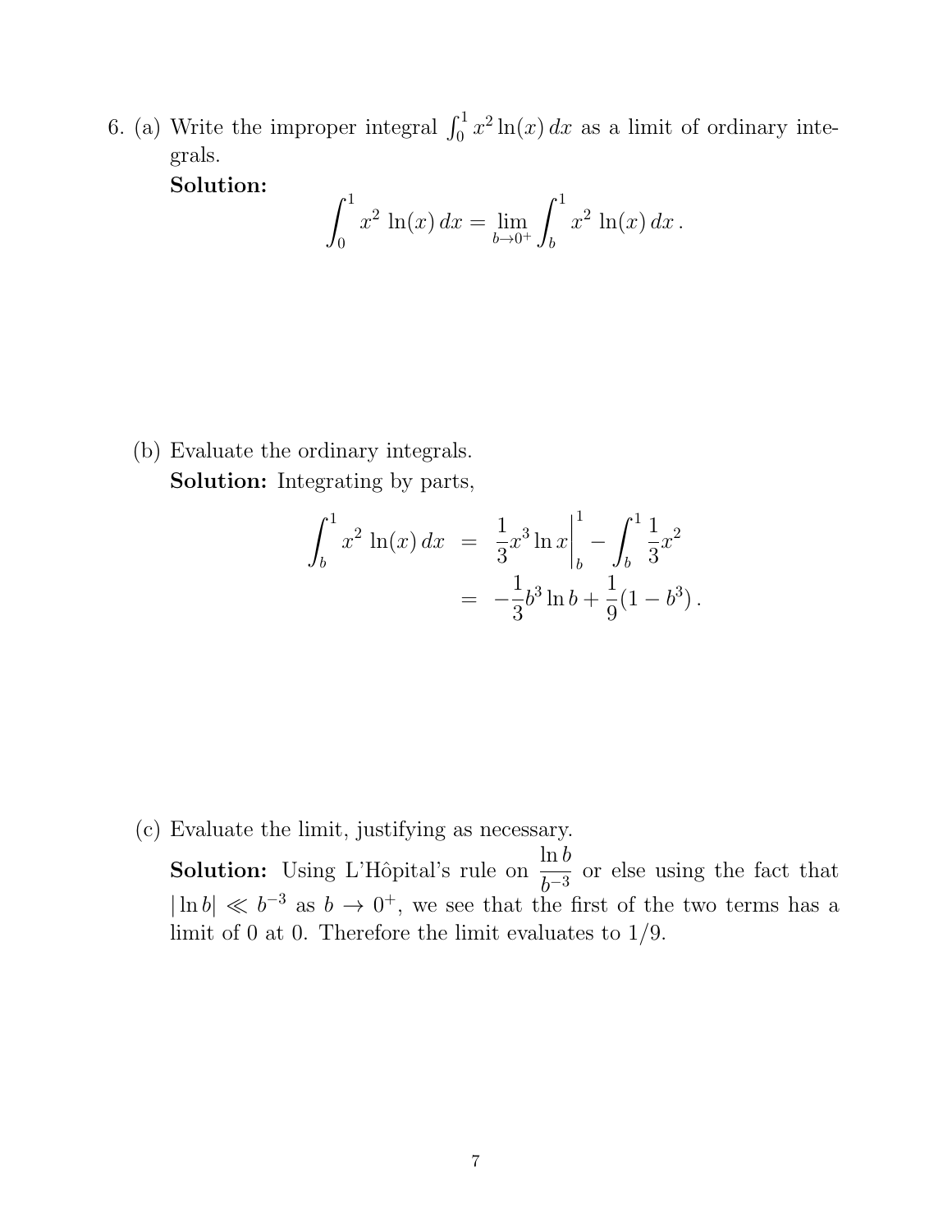6. (a) Write the improper integral $\int_0^1 x^2 \ln(x)\, dx$ as a limit of ordinary integrals.

**Solution:**

$$\int_0^1 x^2 \ln(x)\, dx = \lim_{b \to 0^+} \int_b^1 x^2 \ln(x)\, dx\,.$$

(b) Evaluate the ordinary integrals.

**Solution:** Integrating by parts,

$$\begin{aligned} \int_b^1 x^2 \ln(x)\, dx &= \frac{1}{3} x^3 \ln x \bigg|_b^1 - \int_b^1 \frac{1}{3} x^2 \\ &= -\frac{1}{3} b^3 \ln b + \frac{1}{9}(1 - b^3)\,. \end{aligned}$$

(c) Evaluate the limit, justifying as necessary.

**Solution:** Using L'Hôpital's rule on $\dfrac{\ln b}{b^{-3}}$ or else using the fact that $|\ln b| \ll b^{-3}$ as $b \to 0^+$, we see that the first of the two terms has a limit of 0 at 0. Therefore the limit evaluates to 1/9.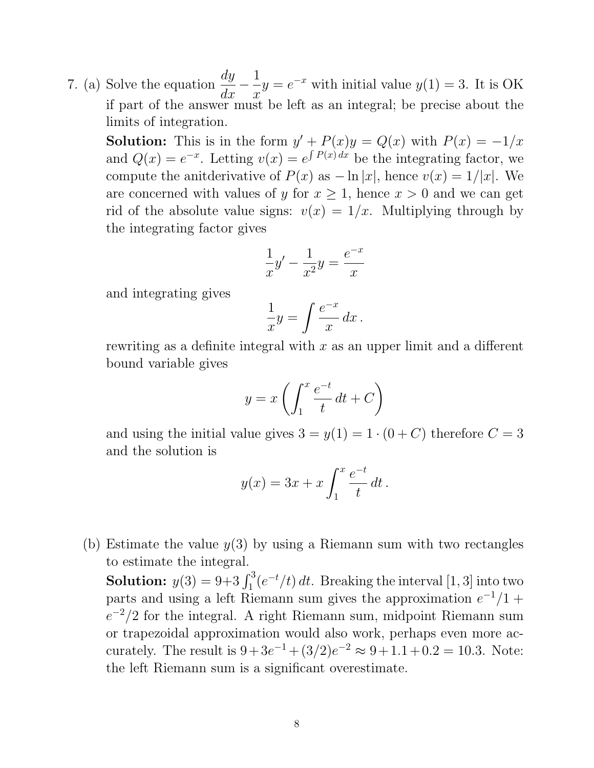7. (a) Solve the equation $\frac{dy}{dx} - \frac{1}{x}y = e^{-x}$ with initial value $y(1) = 3$. It is OK if part of the answer must be left as an integral; be precise about the limits of integration.

**Solution:** This is in the form $y' + P(x)y = Q(x)$ with $P(x) = -1/x$ and $Q(x) = e^{-x}$. Letting $v(x) = e^{\int P(x)\,dx}$ be the integrating factor, we compute the anitderivative of $P(x)$ as $-\ln|x|$, hence $v(x) = 1/|x|$. We are concerned with values of $y$ for $x \geq 1$, hence $x > 0$ and we can get rid of the absolute value signs: $v(x) = 1/x$. Multiplying through by the integrating factor gives

$$\frac{1}{x}y' - \frac{1}{x^2}y = \frac{e^{-x}}{x}$$

and integrating gives

$$\frac{1}{x}y = \int \frac{e^{-x}}{x}\,dx\,.$$

rewriting as a definite integral with $x$ as an upper limit and a different bound variable gives

$$y = x\left(\int_1^x \frac{e^{-t}}{t}\,dt + C\right)$$

and using the initial value gives $3 = y(1) = 1 \cdot (0 + C)$ therefore $C = 3$ and the solution is

$$y(x) = 3x + x\int_1^x \frac{e^{-t}}{t}\,dt\,.$$

(b) Estimate the value $y(3)$ by using a Riemann sum with two rectangles to estimate the integral.

**Solution:** $y(3) = 9 + 3\int_1^3 (e^{-t}/t)\,dt$. Breaking the interval $[1, 3]$ into two parts and using a left Riemann sum gives the approximation $e^{-1}/1 + e^{-2}/2$ for the integral. A right Riemann sum, midpoint Riemann sum or trapezoidal approximation would also work, perhaps even more accurately. The result is $9 + 3e^{-1} + (3/2)e^{-2} \approx 9 + 1.1 + 0.2 = 10.3$. Note: the left Riemann sum is a significant overestimate.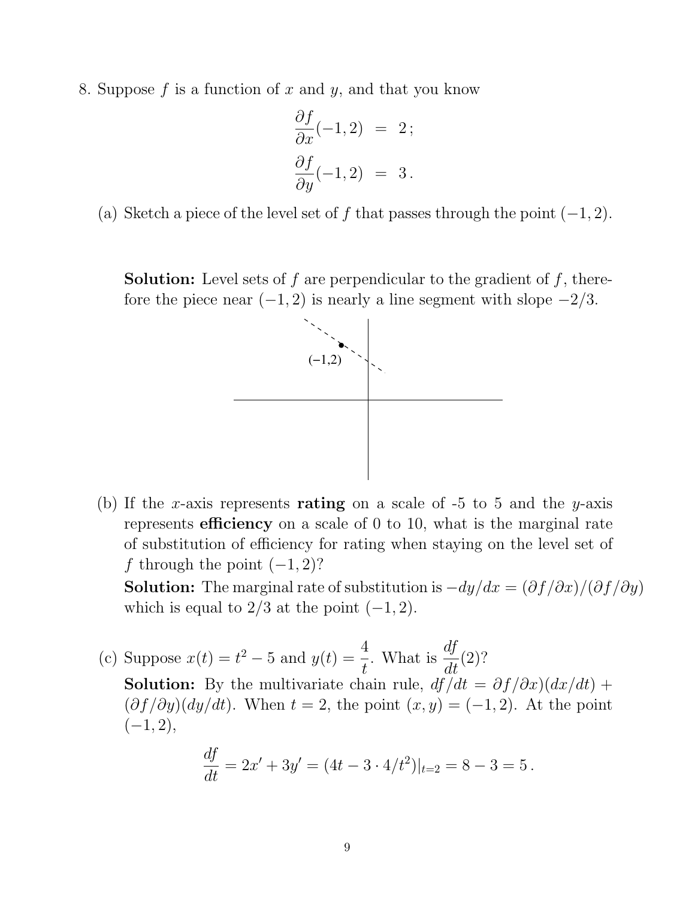8. Suppose $f$ is a function of $x$ and $y$, and that you know

$$\frac{\partial f}{\partial x}(-1, 2) \;=\; 2\,;$$
$$\frac{\partial f}{\partial y}(-1, 2) \;=\; 3\,.$$

(a) Sketch a piece of the level set of $f$ that passes through the point $(-1, 2)$.

**Solution:** Level sets of $f$ are perpendicular to the gradient of $f$, therefore the piece near $(-1, 2)$ is nearly a line segment with slope $-2/3$.

(−1,2)

(b) If the $x$-axis represents **rating** on a scale of -5 to 5 and the $y$-axis represents **efficiency** on a scale of 0 to 10, what is the marginal rate of substitution of efficiency for rating when staying on the level set of $f$ through the point $(-1, 2)$?

**Solution:** The marginal rate of substitution is $-dy/dx = (\partial f/\partial x)/(\partial f/\partial y)$ which is equal to $2/3$ at the point $(-1, 2)$.

(c) Suppose $x(t) = t^2 - 5$ and $y(t) = \dfrac{4}{t}$. What is $\dfrac{df}{dt}(2)$?

**Solution:** By the multivariate chain rule, $df/dt = \partial f/\partial x)(dx/dt) + (\partial f/\partial y)(dy/dt)$. When $t = 2$, the point $(x, y) = (-1, 2)$. At the point $(-1, 2)$,

$$\frac{df}{dt} = 2x' + 3y' = (4t - 3 \cdot 4/t^2)|_{t=2} = 8 - 3 = 5\,.$$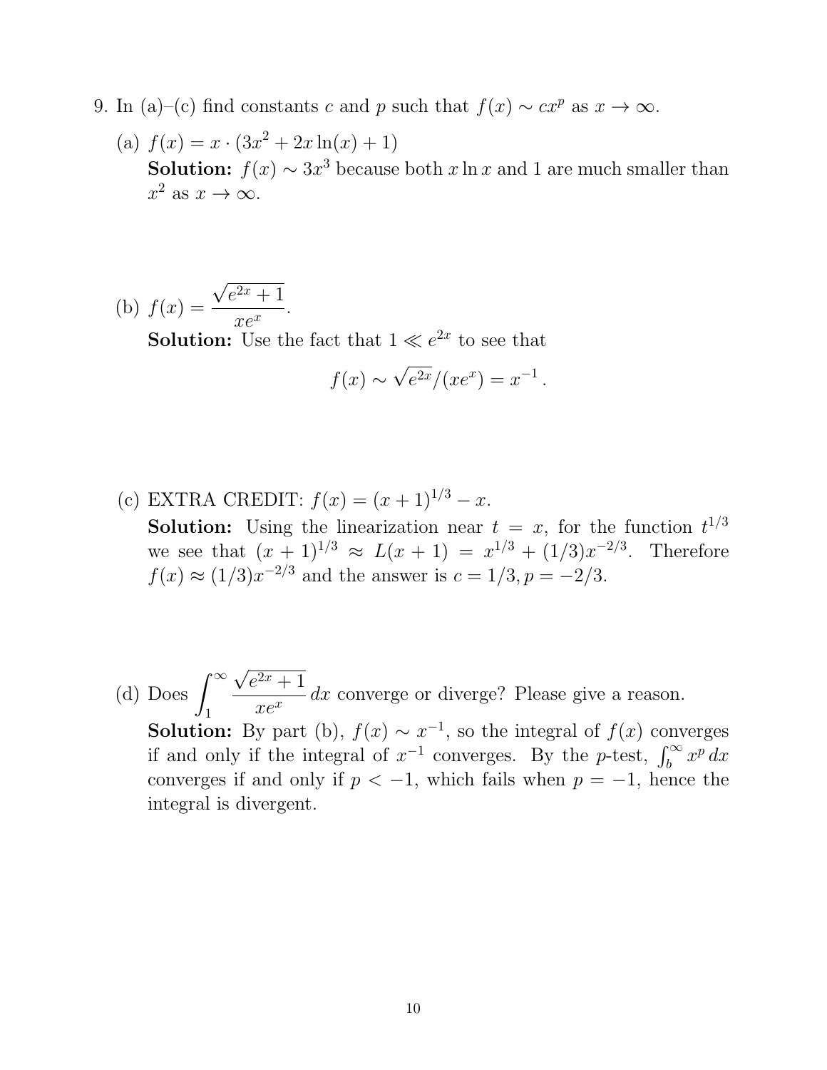9. In (a)–(c) find constants $c$ and $p$ such that $f(x) \sim cx^p$ as $x \to \infty$.

   (a) $f(x) = x \cdot (3x^2 + 2x\ln(x) + 1)$
   **Solution:** $f(x) \sim 3x^3$ because both $x \ln x$ and 1 are much smaller than $x^2$ as $x \to \infty$.

   (b) $f(x) = \dfrac{\sqrt{e^{2x} + 1}}{xe^x}$.
   **Solution:** Use the fact that $1 \ll e^{2x}$ to see that

   $$f(x) \sim \sqrt{e^{2x}}/(xe^x) = x^{-1}\,.$$

   (c) EXTRA CREDIT: $f(x) = (x+1)^{1/3} - x$.
   **Solution:** Using the linearization near $t = x$, for the function $t^{1/3}$ we see that $(x+1)^{1/3} \approx L(x+1) = x^{1/3} + (1/3)x^{-2/3}$. Therefore $f(x) \approx (1/3)x^{-2/3}$ and the answer is $c = 1/3, p = -2/3$.

   (d) Does $\displaystyle\int_1^\infty \frac{\sqrt{e^{2x}+1}}{xe^x}\,dx$ converge or diverge? Please give a reason.
   **Solution:** By part (b), $f(x) \sim x^{-1}$, so the integral of $f(x)$ converges if and only if the integral of $x^{-1}$ converges. By the $p$-test, $\int_b^\infty x^p\,dx$ converges if and only if $p < -1$, which fails when $p = -1$, hence the integral is divergent.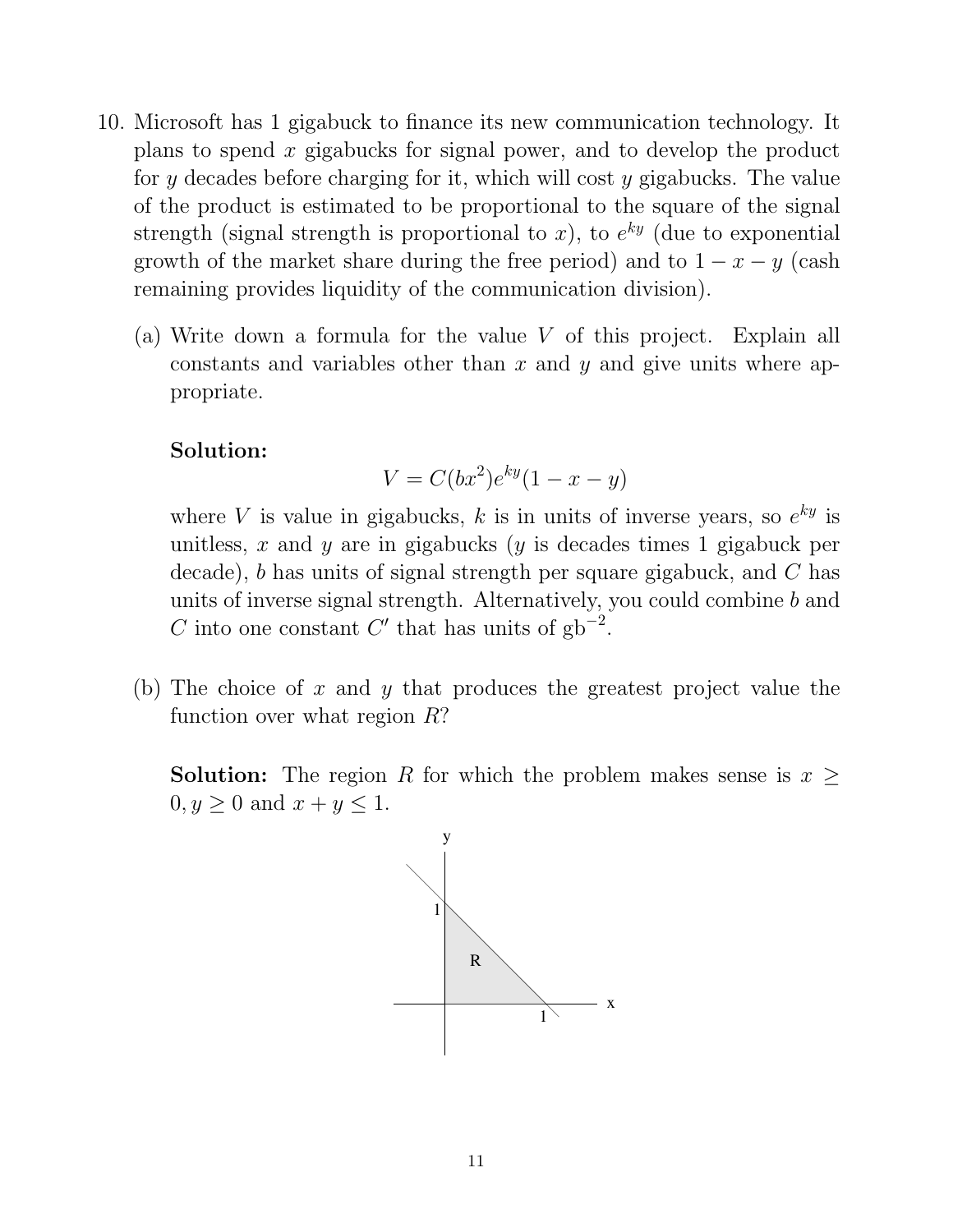10. Microsoft has 1 gigabuck to finance its new communication technology. It plans to spend $x$ gigabucks for signal power, and to develop the product for $y$ decades before charging for it, which will cost $y$ gigabucks. The value of the product is estimated to be proportional to the square of the signal strength (signal strength is proportional to $x$), to $e^{ky}$ (due to exponential growth of the market share during the free period) and to $1 - x - y$ (cash remaining provides liquidity of the communication division).

   (a) Write down a formula for the value $V$ of this project. Explain all constants and variables other than $x$ and $y$ and give units where appropriate.

   **Solution:**
   
   $$V = C(bx^2)e^{ky}(1 - x - y)$$
   
   where $V$ is value in gigabucks, $k$ is in units of inverse years, so $e^{ky}$ is unitless, $x$ and $y$ are in gigabucks ($y$ is decades times 1 gigabuck per decade), $b$ has units of signal strength per square gigabuck, and $C$ has units of inverse signal strength. Alternatively, you could combine $b$ and $C$ into one constant $C'$ that has units of gb$^{-2}$.

   (b) The choice of $x$ and $y$ that produces the greatest project value the function over what region $R$?

   **Solution:** The region $R$ for which the problem makes sense is $x \geq 0, y \geq 0$ and $x + y \leq 1$.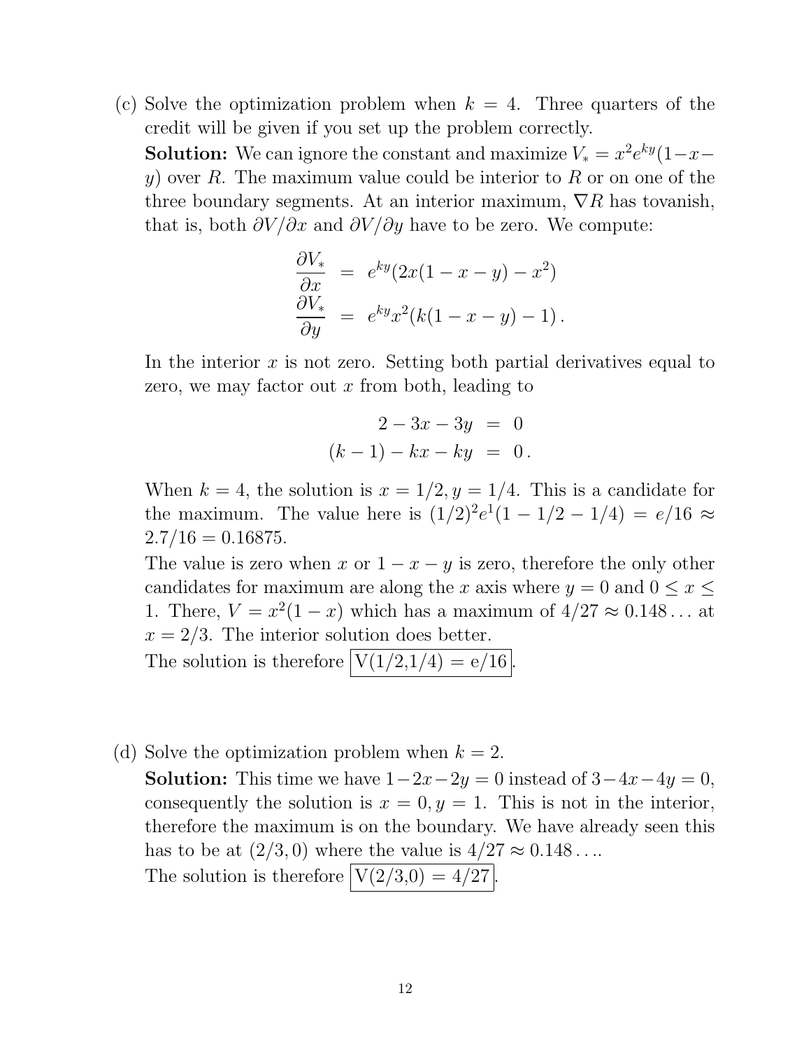(c) Solve the optimization problem when $k = 4$. Three quarters of the credit will be given if you set up the problem correctly.

**Solution:** We can ignore the constant and maximize $V_* = x^2 e^{ky}(1-x-y)$ over $R$. The maximum value could be interior to $R$ or on one of the three boundary segments. At an interior maximum, $\nabla R$ has tovanish, that is, both $\partial V/\partial x$ and $\partial V/\partial y$ have to be zero. We compute:

$$\begin{aligned}
\frac{\partial V_*}{\partial x} &= e^{ky}(2x(1-x-y) - x^2) \\
\frac{\partial V_*}{\partial y} &= e^{ky}x^2(k(1-x-y) - 1)\,.
\end{aligned}$$

In the interior $x$ is not zero. Setting both partial derivatives equal to zero, we may factor out $x$ from both, leading to

$$\begin{aligned}
2 - 3x - 3y &= 0 \\
(k-1) - kx - ky &= 0\,.
\end{aligned}$$

When $k = 4$, the solution is $x = 1/2, y = 1/4$. This is a candidate for the maximum. The value here is $(1/2)^2 e^1 (1 - 1/2 - 1/4) = e/16 \approx 2.7/16 = 0.16875$.

The value is zero when $x$ or $1 - x - y$ is zero, therefore the only other candidates for maximum are along the $x$ axis where $y = 0$ and $0 \le x \le 1$. There, $V = x^2(1-x)$ which has a maximum of $4/27 \approx 0.148\ldots$ at $x = 2/3$. The interior solution does better.

The solution is therefore $\boxed{\text{V(1/2,1/4) = e/16}}$.

(d) Solve the optimization problem when $k = 2$.

**Solution:** This time we have $1-2x-2y = 0$ instead of $3-4x-4y = 0$, consequently the solution is $x = 0, y = 1$. This is not in the interior, therefore the maximum is on the boundary. We have already seen this has to be at $(2/3, 0)$ where the value is $4/27 \approx 0.148\ldots$.

The solution is therefore $\boxed{\text{V(2/3,0) = 4/27}}$.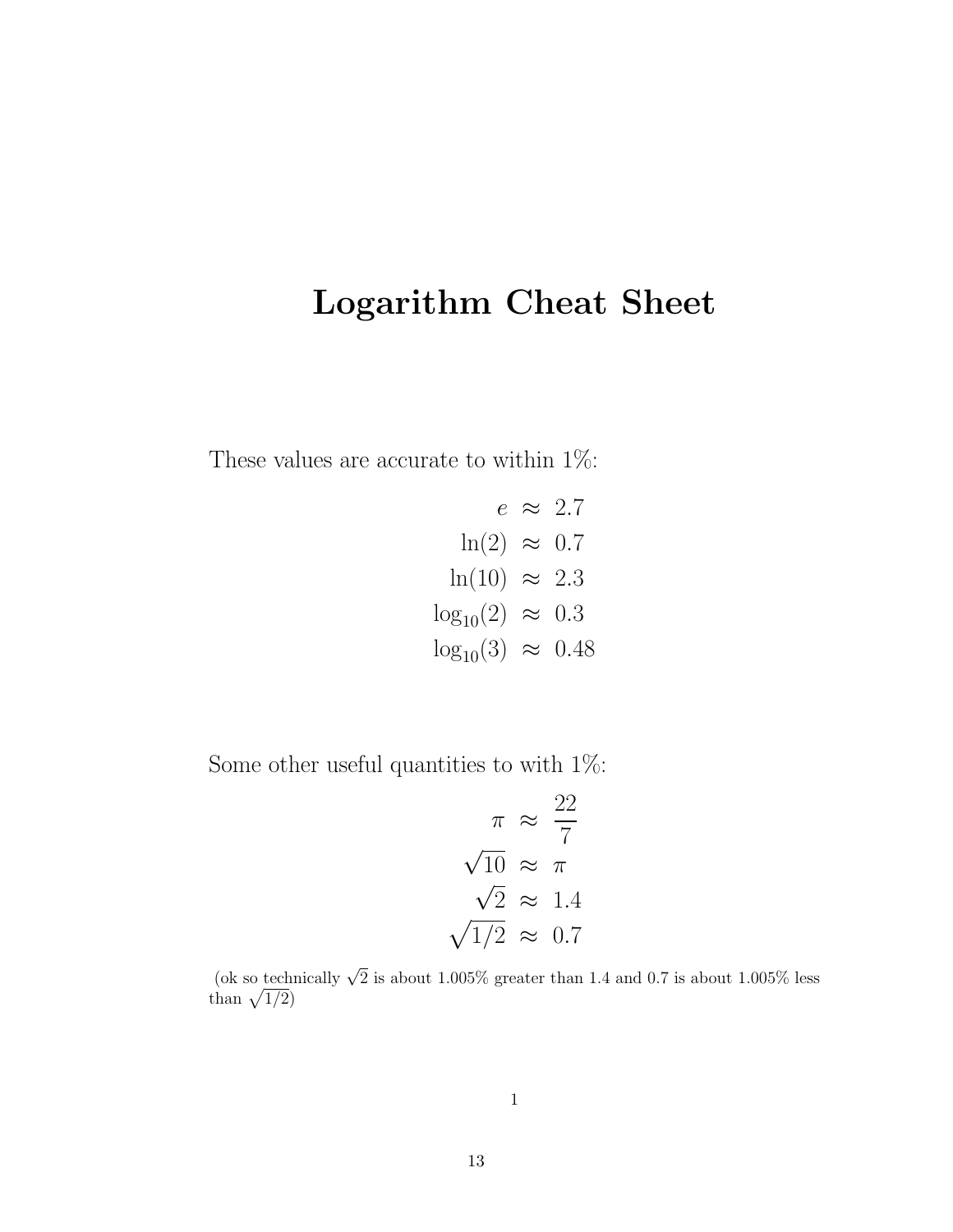# Logarithm Cheat Sheet

These values are accurate to within 1%:

$$
\begin{aligned}
e &\approx 2.7 \\
\ln(2) &\approx 0.7 \\
\ln(10) &\approx 2.3 \\
\log_{10}(2) &\approx 0.3 \\
\log_{10}(3) &\approx 0.48
\end{aligned}
$$

Some other useful quantities to with 1%:

$$
\begin{aligned}
\pi &\approx \frac{22}{7} \\
\sqrt{10} &\approx \pi \\
\sqrt{2} &\approx 1.4 \\
\sqrt{1/2} &\approx 0.7
\end{aligned}
$$

(ok so technically $\sqrt{2}$ is about 1.005% greater than 1.4 and 0.7 is about 1.005% less than $\sqrt{1/2}$)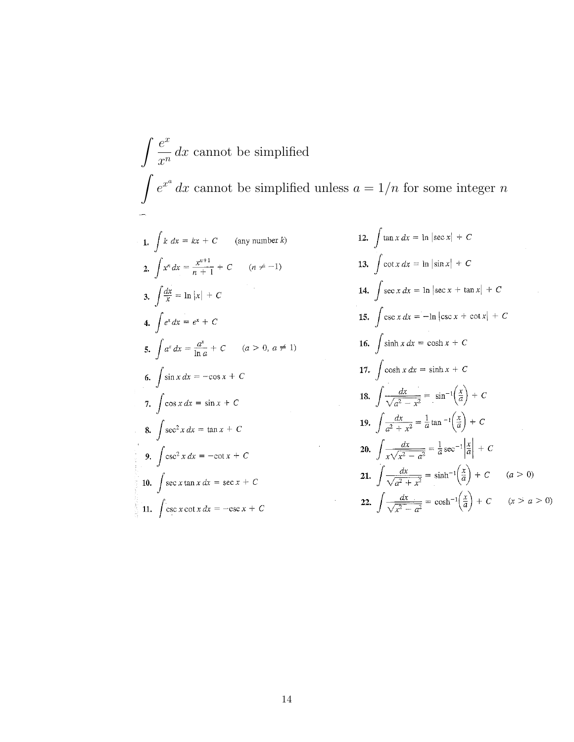$$\int \frac{e^x}{x^n}\,dx \text{ cannot be simplified}$$

$$\int e^{x^a}\,dx \text{ cannot be simplified unless } a = 1/n \text{ for some integer } n$$

1. $\displaystyle\int k\,dx = kx + C \qquad \text{(any number } k\text{)}$

2. $\displaystyle\int x^n\,dx = \frac{x^{n+1}}{n+1} + C \qquad (n \neq -1)$

3. $\displaystyle\int \frac{dx}{x} = \ln|x| + C$

4. $\displaystyle\int e^x\,dx = e^x + C$

5. $\displaystyle\int a^x\,dx = \frac{a^x}{\ln a} + C \qquad (a > 0,\ a \neq 1)$

6. $\displaystyle\int \sin x\,dx = -\cos x + C$

7. $\displaystyle\int \cos x\,dx = \sin x + C$

8. $\displaystyle\int \sec^2 x\,dx = \tan x + C$

9. $\displaystyle\int \csc^2 x\,dx = -\cot x + C$

10. $\displaystyle\int \sec x \tan x\,dx = \sec x + C$

11. $\displaystyle\int \csc x \cot x\,dx = -\csc x + C$

12. $\displaystyle\int \tan x\,dx = \ln|\sec x| + C$

13. $\displaystyle\int \cot x\,dx = \ln|\sin x| + C$

14. $\displaystyle\int \sec x\,dx = \ln|\sec x + \tan x| + C$

15. $\displaystyle\int \csc x\,dx = -\ln|\csc x + \cot x| + C$

16. $\displaystyle\int \sinh x\,dx = \cosh x + C$

17. $\displaystyle\int \cosh x\,dx = \sinh x + C$

18. $\displaystyle\int \frac{dx}{\sqrt{a^2 - x^2}} = \sin^{-1}\left(\frac{x}{a}\right) + C$

19. $\displaystyle\int \frac{dx}{a^2 + x^2} = \frac{1}{a}\tan^{-1}\left(\frac{x}{a}\right) + C$

20. $\displaystyle\int \frac{dx}{x\sqrt{x^2 - a^2}} = \frac{1}{a}\sec^{-1}\left|\frac{x}{a}\right| + C$

21. $\displaystyle\int \frac{dx}{\sqrt{a^2 + x^2}} = \sinh^{-1}\left(\frac{x}{a}\right) + C \qquad (a > 0)$

22. $\displaystyle\int \frac{dx}{\sqrt{x^2 - a^2}} = \cosh^{-1}\left(\frac{x}{a}\right) + C \qquad (x > a > 0)$